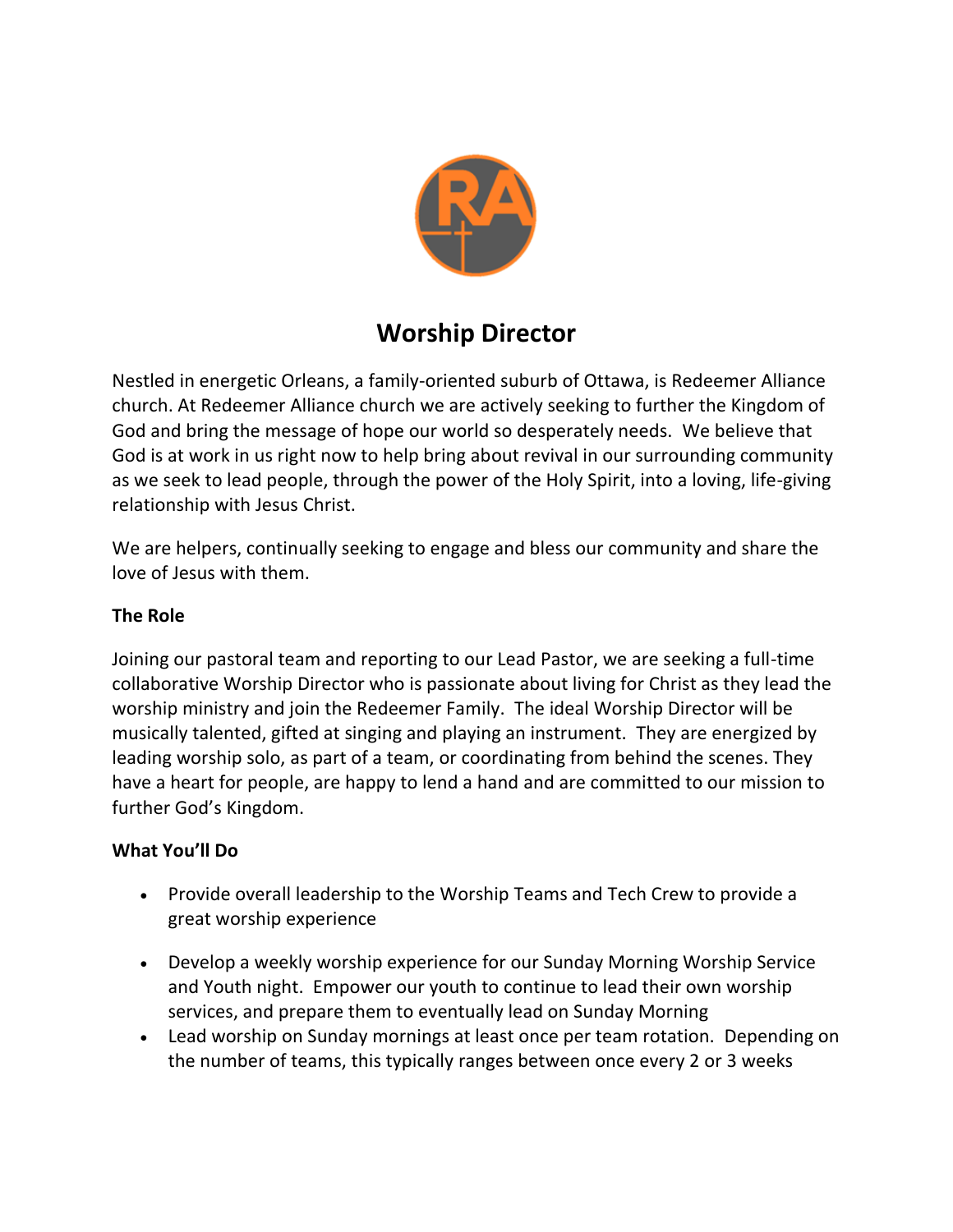# Worship Director

Nestled in energetic Orleans, a family-oriented suburb of Ottawa, is Redeemer Alliance church. At Redeemer Alliance church we are actively seeking to further the Kingdom of God and bring the message of hope our world so desperately needs. We believe that God is at work in us right now to help bring about revival in our surrounding community as we seek to lead people, through the power of the Holy Spirit, into a loving, life-giving relationship with Jesus Christ.

We are helpers, continually seeking to engage and bless our community and share the love of Jesus with them.

**The Role**

Joining our pastoral team and reporting to our Lead Pastor, we are seeking a full-time collaborative Worship Director who is passionate about living for Christ as they lead the worship ministry and join the Redeemer Family. The ideal Worship Director will be musically talented, gifted at singing and playing an instrument. They are energized by leading worship solo, as part of a team, or coordinating from behind the scenes. They have a heart for people, are happy to lend a hand and are committed to our mission to further God's Kingdom.

**What You'll Do**

- Provide overall leadership to the Worship Teams and Tech Crew to provide a great worship experience
- Develop a weekly worship experience for our Sunday Morning Worship Service and Youth night. Empower our youth to continue to lead their own worship services, and prepare them to eventually lead on Sunday Morning
- Lead worship on Sunday mornings at least once per team rotation. Depending on the number of teams, this typically ranges between once every 2 or 3 weeks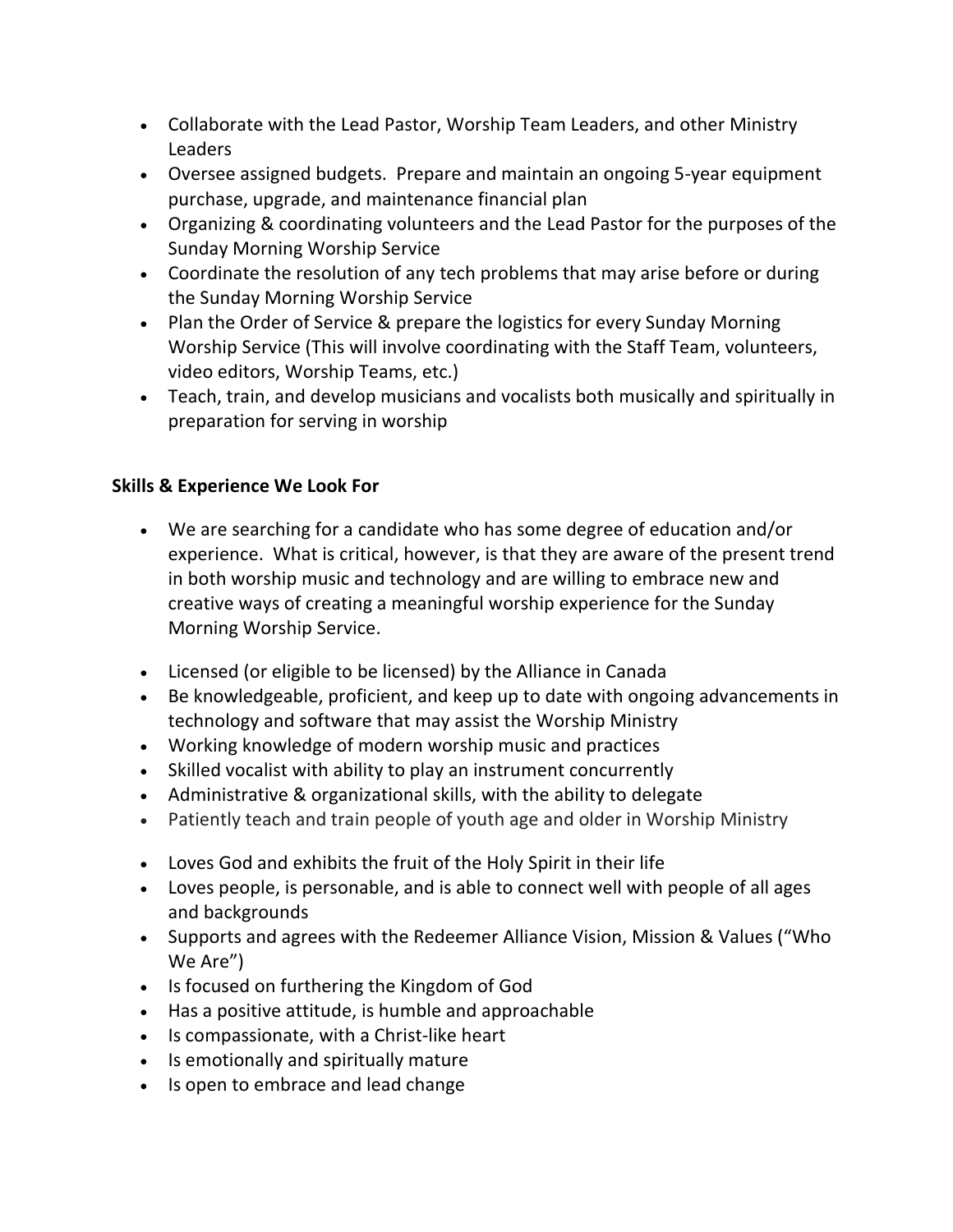- Collaborate with the Lead Pastor, Worship Team Leaders, and other Ministry Leaders
- Oversee assigned budgets. Prepare and maintain an ongoing 5-year equipment purchase, upgrade, and maintenance financial plan
- Organizing & coordinating volunteers and the Lead Pastor for the purposes of the Sunday Morning Worship Service
- Coordinate the resolution of any tech problems that may arise before or during the Sunday Morning Worship Service
- Plan the Order of Service & prepare the logistics for every Sunday Morning Worship Service (This will involve coordinating with the Staff Team, volunteers, video editors, Worship Teams, etc.)
- Teach, train, and develop musicians and vocalists both musically and spiritually in preparation for serving in worship

**Skills & Experience We Look For**

- We are searching for a candidate who has some degree of education and/or experience. What is critical, however, is that they are aware of the present trend in both worship music and technology and are willing to embrace new and creative ways of creating a meaningful worship experience for the Sunday Morning Worship Service.

- Licensed (or eligible to be licensed) by the Alliance in Canada
- Be knowledgeable, proficient, and keep up to date with ongoing advancements in technology and software that may assist the Worship Ministry
- Working knowledge of modern worship music and practices
- Skilled vocalist with ability to play an instrument concurrently
- Administrative & organizational skills, with the ability to delegate
- Patiently teach and train people of youth age and older in Worship Ministry

- Loves God and exhibits the fruit of the Holy Spirit in their life
- Loves people, is personable, and is able to connect well with people of all ages and backgrounds
- Supports and agrees with the Redeemer Alliance Vision, Mission & Values ("Who We Are")
- Is focused on furthering the Kingdom of God
- Has a positive attitude, is humble and approachable
- Is compassionate, with a Christ-like heart
- Is emotionally and spiritually mature
- Is open to embrace and lead change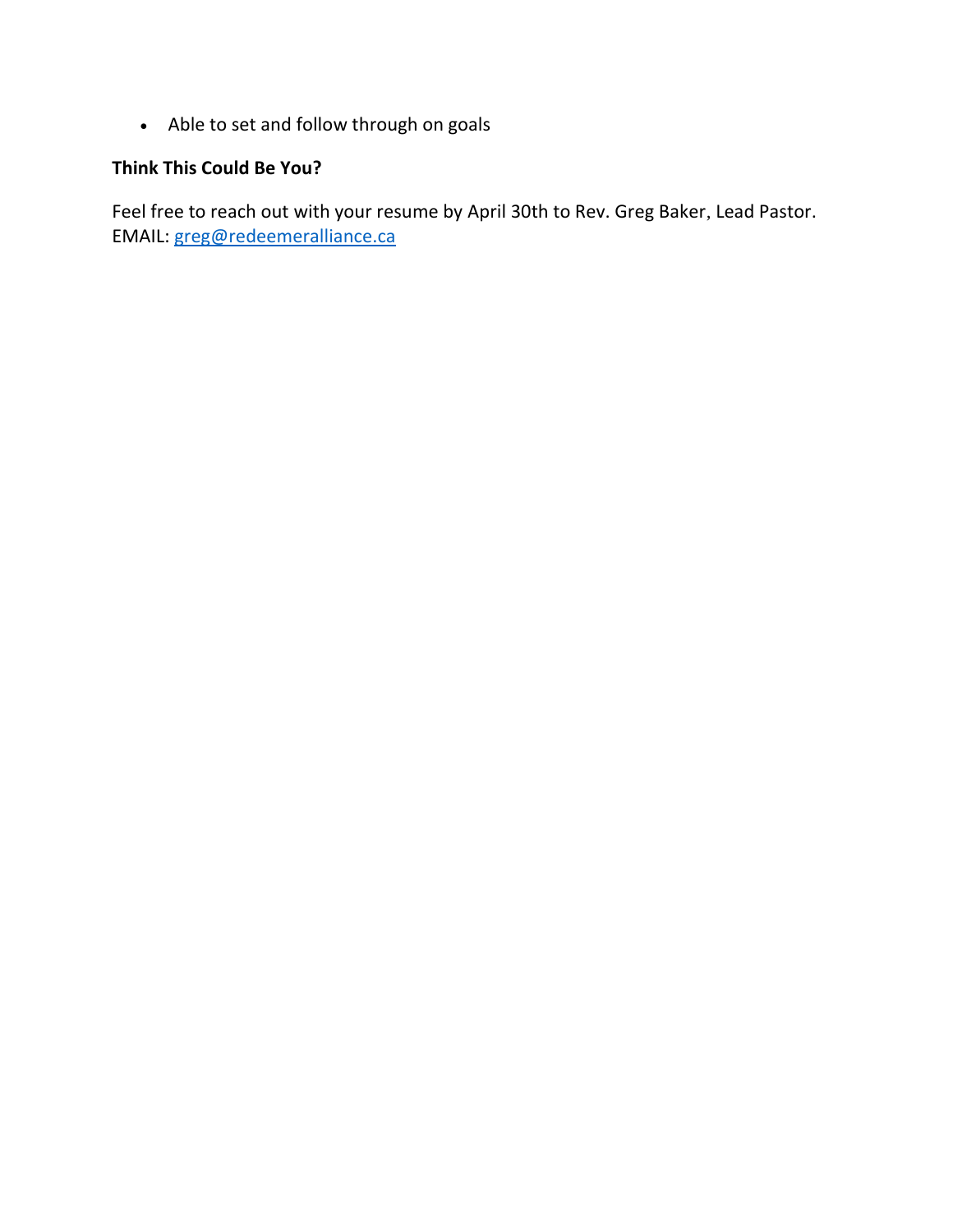- Able to set and follow through on goals

**Think This Could Be You?**

Feel free to reach out with your resume by April 30th to Rev. Greg Baker, Lead Pastor.
EMAIL: greg@redeemeralliance.ca